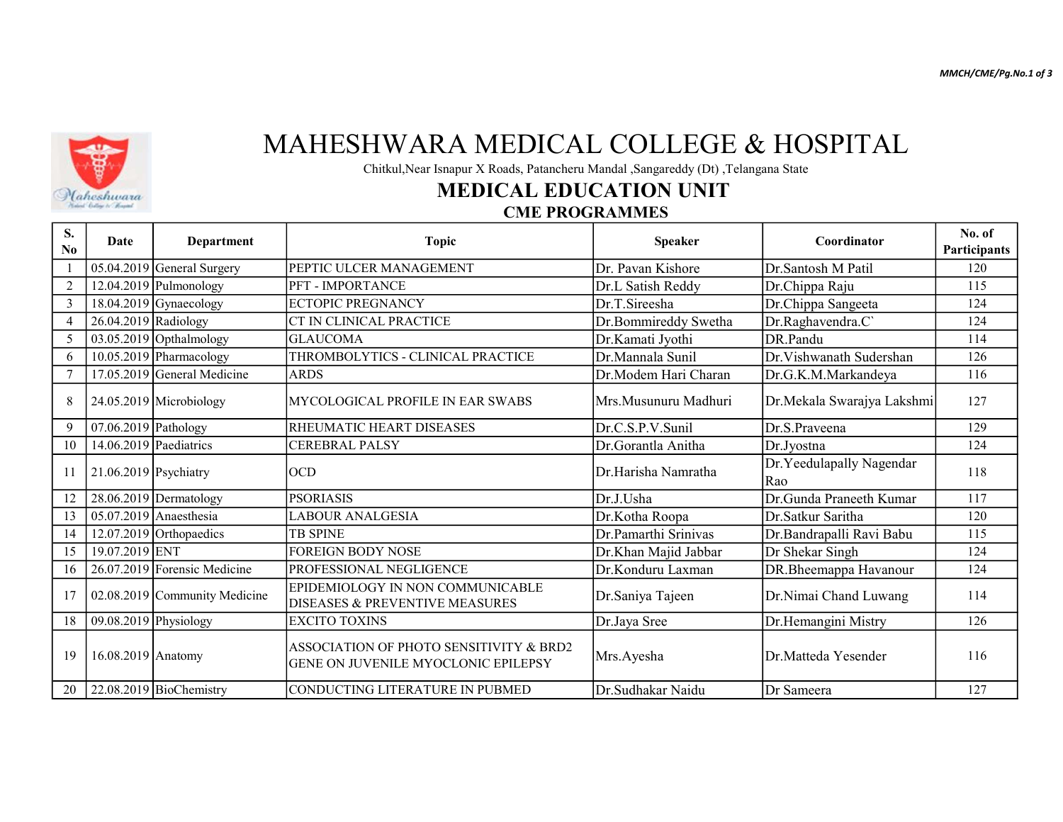# MAHESHWARA MEDICAL COLLEGE & HOSPITAL

Chitkul,Near Isnapur X Roads, Patancheru Mandal ,Sangareddy (Dt) ,Telangana State

## MEDICAL EDUCATION UNIT

### CME PROGRAMMES

| S. No | Date | Department | Topic | Speaker | Coordinator | No. of Participants |
|---|---|---|---|---|---|---|
| 1 | 05.04.2019 | General Surgery | PEPTIC ULCER MANAGEMENT | Dr. Pavan Kishore | Dr.Santosh M Patil | 120 |
| 2 | 12.04.2019 | Pulmonology | PFT - IMPORTANCE | Dr.L Satish Reddy | Dr.Chippa Raju | 115 |
| 3 | 18.04.2019 | Gynaecology | ECTOPIC PREGNANCY | Dr.T.Sireesha | Dr.Chippa Sangeeta | 124 |
| 4 | 26.04.2019 | Radiology | CT IN CLINICAL PRACTICE | Dr.Bommireddy Swetha | Dr.Raghavendra.C` | 124 |
| 5 | 03.05.2019 | Opthalmology | GLAUCOMA | Dr.Kamati Jyothi | DR.Pandu | 114 |
| 6 | 10.05.2019 | Pharmacology | THROMBOLYTICS - CLINICAL PRACTICE | Dr.Mannala Sunil | Dr.Vishwanath Sudershan | 126 |
| 7 | 17.05.2019 | General Medicine | ARDS | Dr.Modem Hari Charan | Dr.G.K.M.Markandeya | 116 |
| 8 | 24.05.2019 | Microbiology | MYCOLOGICAL PROFILE IN EAR SWABS | Mrs.Musunuru Madhuri | Dr.Mekala Swarajya Lakshmi | 127 |
| 9 | 07.06.2019 | Pathology | RHEUMATIC HEART DISEASES | Dr.C.S.P.V.Sunil | Dr.S.Praveena | 129 |
| 10 | 14.06.2019 | Paediatrics | CEREBRAL PALSY | Dr.Gorantla Anitha | Dr.Jyostna | 124 |
| 11 | 21.06.2019 | Psychiatry | OCD | Dr.Harisha Namratha | Dr.Yeedulapally Nagendar Rao | 118 |
| 12 | 28.06.2019 | Dermatology | PSORIASIS | Dr.J.Usha | Dr.Gunda Praneeth Kumar | 117 |
| 13 | 05.07.2019 | Anaesthesia | LABOUR ANALGESIA | Dr.Kotha Roopa | Dr.Satkur Saritha | 120 |
| 14 | 12.07.2019 | Orthopaedics | TB SPINE | Dr.Pamarthi Srinivas | Dr.Bandrapalli Ravi Babu | 115 |
| 15 | 19.07.2019 | ENT | FOREIGN BODY NOSE | Dr.Khan Majid Jabbar | Dr Shekar Singh | 124 |
| 16 | 26.07.2019 | Forensic Medicine | PROFESSIONAL NEGLIGENCE | Dr.Konduru Laxman | DR.Bheemappa Havanour | 124 |
| 17 | 02.08.2019 | Community Medicine | EPIDEMIOLOGY IN NON COMMUNICABLE DISEASES & PREVENTIVE MEASURES | Dr.Saniya Tajeen | Dr.Nimai Chand Luwang | 114 |
| 18 | 09.08.2019 | Physiology | EXCITO TOXINS | Dr.Jaya Sree | Dr.Hemangini Mistry | 126 |
| 19 | 16.08.2019 | Anatomy | ASSOCIATION OF PHOTO SENSITIVITY & BRD2 GENE ON JUVENILE MYOCLONIC EPILEPSY | Mrs.Ayesha | Dr.Matteda Yesender | 116 |
| 20 | 22.08.2019 | BioChemistry | CONDUCTING LITERATURE IN PUBMED | Dr.Sudhakar Naidu | Dr Sameera | 127 |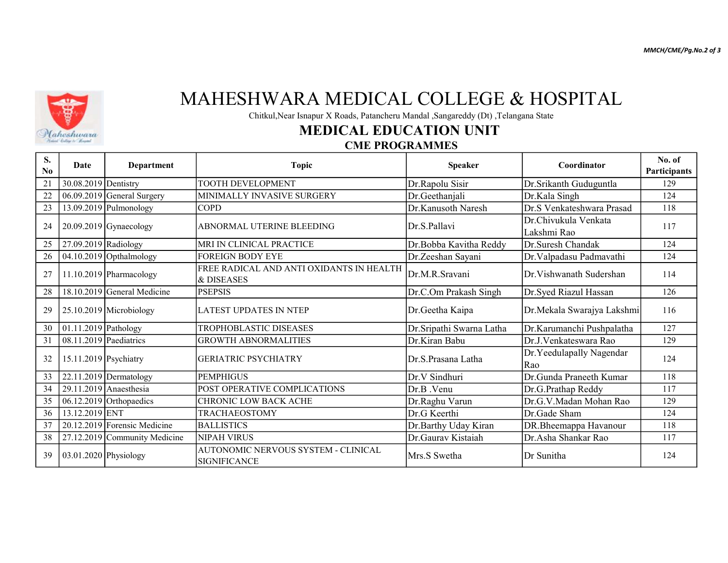# MAHESHWARA MEDICAL COLLEGE & HOSPITAL

Chitkul,Near Isnapur X Roads, Patancheru Mandal ,Sangareddy (Dt) ,Telangana State

## MEDICAL EDUCATION UNIT

### CME PROGRAMMES

| S. No | Date | Department | Topic | Speaker | Coordinator | No. of Participants |
|---|---|---|---|---|---|---|
| 21 | 30.08.2019 | Dentistry | TOOTH DEVELOPMENT | Dr.Rapolu Sisir | Dr.Srikanth Guduguntla | 129 |
| 22 | 06.09.2019 | General Surgery | MINIMALLY INVASIVE SURGERY | Dr.Geethanjali | Dr.Kala Singh | 124 |
| 23 | 13.09.2019 | Pulmonology | COPD | Dr.Kanusoth Naresh | Dr.S Venkateshwara Prasad | 118 |
| 24 | 20.09.2019 | Gynaecology | ABNORMAL UTERINE BLEEDING | Dr.S.Pallavi | Dr.Chivukula Venkata Lakshmi Rao | 117 |
| 25 | 27.09.2019 | Radiology | MRI IN CLINICAL PRACTICE | Dr.Bobba Kavitha Reddy | Dr.Suresh Chandak | 124 |
| 26 | 04.10.2019 | Opthalmology | FOREIGN BODY EYE | Dr.Zeeshan Sayani | Dr.Valpadasu Padmavathi | 124 |
| 27 | 11.10.2019 | Pharmacology | FREE RADICAL AND ANTI OXIDANTS IN HEALTH & DISEASES | Dr.M.R.Sravani | Dr.Vishwanath Sudershan | 114 |
| 28 | 18.10.2019 | General Medicine | PSEPSIS | Dr.C.Om Prakash Singh | Dr.Syed Riazul Hassan | 126 |
| 29 | 25.10.2019 | Microbiology | LATEST UPDATES IN NTEP | Dr.Geetha Kaipa | Dr.Mekala Swarajya Lakshmi | 116 |
| 30 | 01.11.2019 | Pathology | TROPHOBLASTIC DISEASES | Dr.Sripathi Swarna Latha | Dr.Karumanchi Pushpalatha | 127 |
| 31 | 08.11.2019 | Paediatrics | GROWTH ABNORMALITIES | Dr.Kiran Babu | Dr.J.Venkateswara Rao | 129 |
| 32 | 15.11.2019 | Psychiatry | GERIATRIC PSYCHIATRY | Dr.S.Prasana Latha | Dr.Yeedulapally Nagendar Rao | 124 |
| 33 | 22.11.2019 | Dermatology | PEMPHIGUS | Dr.V Sindhuri | Dr.Gunda Praneeth Kumar | 118 |
| 34 | 29.11.2019 | Anaesthesia | POST OPERATIVE COMPLICATIONS | Dr.B .Venu | Dr.G.Prathap Reddy | 117 |
| 35 | 06.12.2019 | Orthopaedics | CHRONIC LOW BACK ACHE | Dr.Raghu Varun | Dr.G.V.Madan Mohan Rao | 129 |
| 36 | 13.12.2019 | ENT | TRACHAEOSTOMY | Dr.G Keerthi | Dr.Gade Sham | 124 |
| 37 | 20.12.2019 | Forensic Medicine | BALLISTICS | Dr.Barthy Uday Kiran | DR.Bheemappa Havanour | 118 |
| 38 | 27.12.2019 | Community Medicine | NIPAH VIRUS | Dr.Gaurav Kistaiah | Dr.Asha Shankar Rao | 117 |
| 39 | 03.01.2020 | Physiology | AUTONOMIC NERVOUS SYSTEM - CLINICAL SIGNIFICANCE | Mrs.S Swetha | Dr Sunitha | 124 |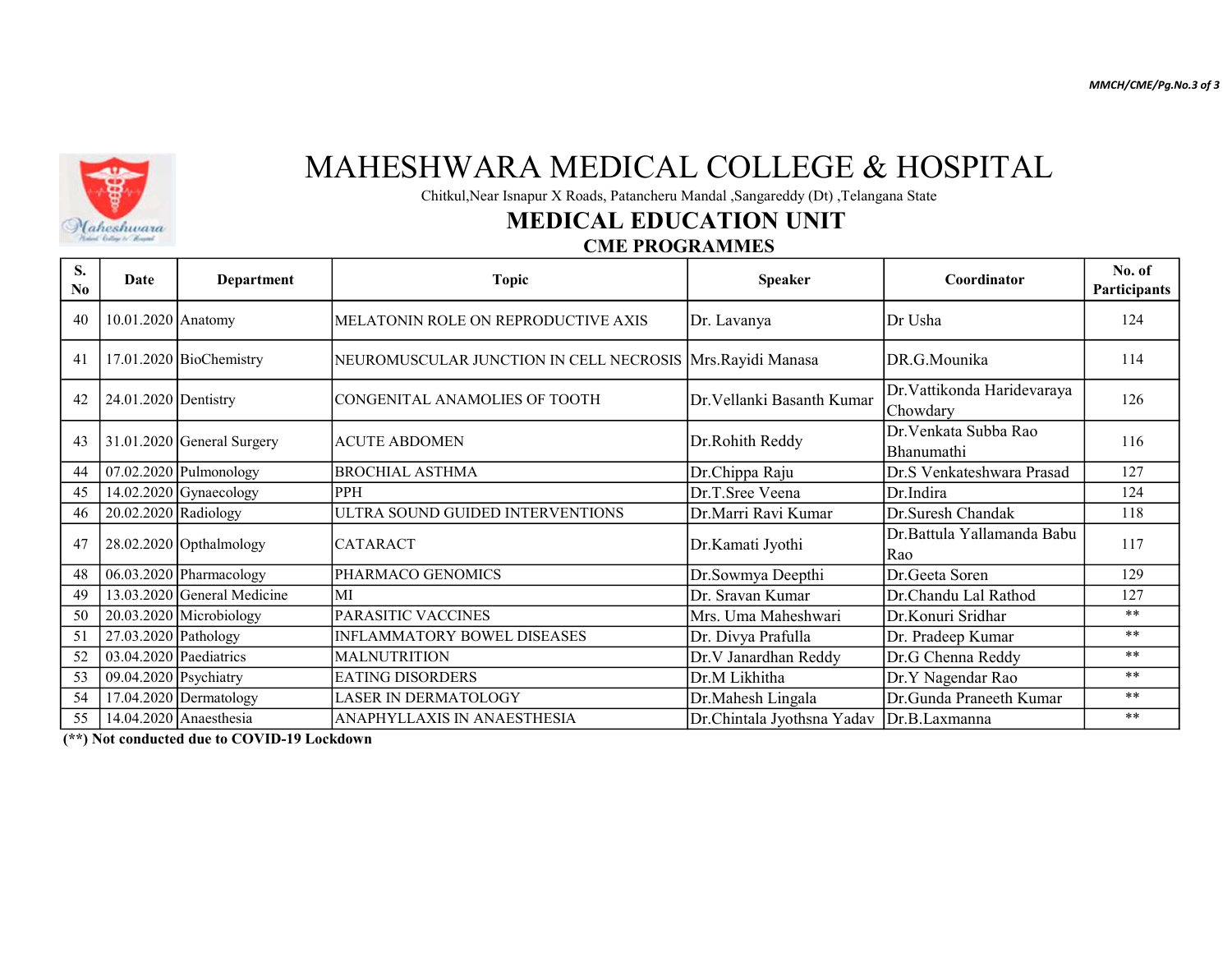# MAHESHWARA MEDICAL COLLEGE & HOSPITAL

Chitkul,Near Isnapur X Roads, Patancheru Mandal ,Sangareddy (Dt) ,Telangana State

## MEDICAL EDUCATION UNIT

### CME PROGRAMMES

| S. No | Date | Department | Topic | Speaker | Coordinator | No. of Participants |
|---|---|---|---|---|---|---|
| 40 | 10.01.2020 | Anatomy | MELATONIN ROLE ON REPRODUCTIVE AXIS | Dr. Lavanya | Dr Usha | 124 |
| 41 | 17.01.2020 | BioChemistry | NEUROMUSCULAR JUNCTION IN CELL NECROSIS | Mrs.Rayidi Manasa | DR.G.Mounika | 114 |
| 42 | 24.01.2020 | Dentistry | CONGENITAL ANAMOLIES OF TOOTH | Dr.Vellanki Basanth Kumar | Dr.Vattikonda Haridevaraya Chowdary | 126 |
| 43 | 31.01.2020 | General Surgery | ACUTE ABDOMEN | Dr.Rohith Reddy | Dr.Venkata Subba Rao Bhanumathi | 116 |
| 44 | 07.02.2020 | Pulmonology | BROCHIAL ASTHMA | Dr.Chippa Raju | Dr.S Venkateshwara Prasad | 127 |
| 45 | 14.02.2020 | Gynaecology | PPH | Dr.T.Sree Veena | Dr.Indira | 124 |
| 46 | 20.02.2020 | Radiology | ULTRA SOUND GUIDED INTERVENTIONS | Dr.Marri Ravi Kumar | Dr.Suresh Chandak | 118 |
| 47 | 28.02.2020 | Opthalmology | CATARACT | Dr.Kamati Jyothi | Dr.Battula Yallamanda Babu Rao | 117 |
| 48 | 06.03.2020 | Pharmacology | PHARMACO GENOMICS | Dr.Sowmya Deepthi | Dr.Geeta Soren | 129 |
| 49 | 13.03.2020 | General Medicine | MI | Dr. Sravan Kumar | Dr.Chandu Lal Rathod | 127 |
| 50 | 20.03.2020 | Microbiology | PARASITIC VACCINES | Mrs. Uma Maheshwari | Dr.Konuri Sridhar | ** |
| 51 | 27.03.2020 | Pathology | INFLAMMATORY BOWEL DISEASES | Dr. Divya Prafulla | Dr. Pradeep Kumar | ** |
| 52 | 03.04.2020 | Paediatrics | MALNUTRITION | Dr.V Janardhan Reddy | Dr.G Chenna Reddy | ** |
| 53 | 09.04.2020 | Psychiatry | EATING DISORDERS | Dr.M Likhitha | Dr.Y Nagendar Rao | ** |
| 54 | 17.04.2020 | Dermatology | LASER IN DERMATOLOGY | Dr.Mahesh Lingala | Dr.Gunda Praneeth Kumar | ** |
| 55 | 14.04.2020 | Anaesthesia | ANAPHYLLAXIS IN ANAESTHESIA | Dr.Chintala Jyothsna Yadav | Dr.B.Laxmanna | ** |

**(**) Not conducted due to COVID-19 Lockdown**